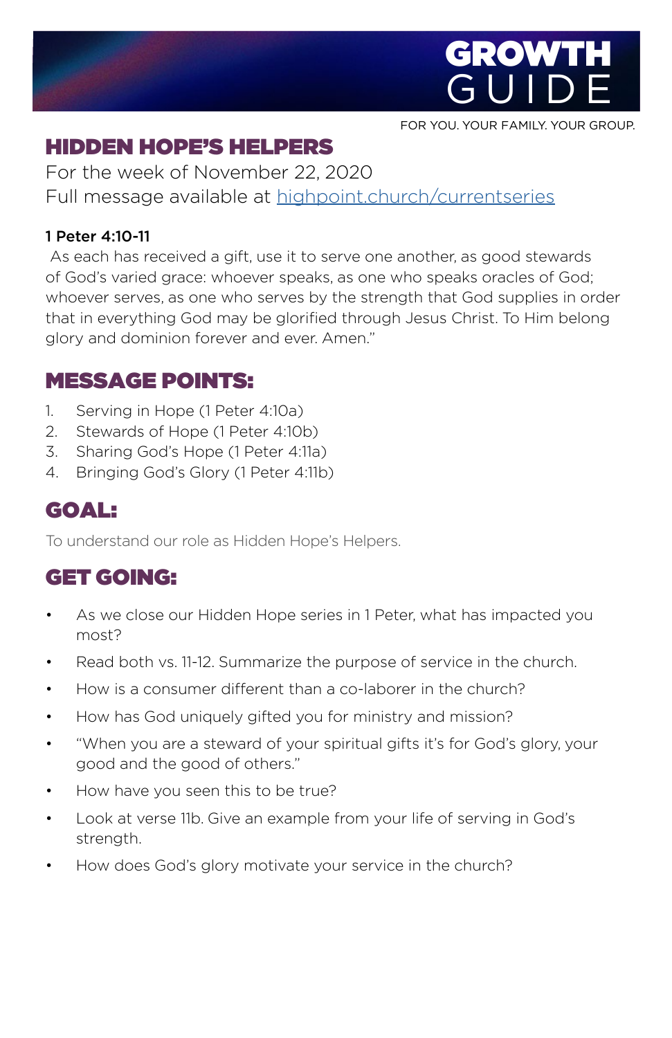# GROWTH GUIDE

FOR YOU. YOUR FAMILY. YOUR GROUP.

## HIDDEN HOPE'S HELPERS

For the week of November 22, 2020
Full message available at [highpoint.church/currentseries](highpoint.church/currentseries)

**1 Peter 4:10-11**

As each has received a gift, use it to serve one another, as good stewards of God's varied grace: whoever speaks, as one who speaks oracles of God; whoever serves, as one who serves by the strength that God supplies in order that in everything God may be glorified through Jesus Christ. To Him belong glory and dominion forever and ever. Amen."

## MESSAGE POINTS:

1. Serving in Hope (1 Peter 4:10a)
2. Stewards of Hope (1 Peter 4:10b)
3. Sharing God's Hope (1 Peter 4:11a)
4. Bringing God's Glory (1 Peter 4:11b)

## GOAL:

To understand our role as Hidden Hope's Helpers.

## GET GOING:

- As we close our Hidden Hope series in 1 Peter, what has impacted you most?
- Read both vs. 11-12. Summarize the purpose of service in the church.
- How is a consumer different than a co-laborer in the church?
- How has God uniquely gifted you for ministry and mission?
- "When you are a steward of your spiritual gifts it's for God's glory, your good and the good of others."
- How have you seen this to be true?
- Look at verse 11b. Give an example from your life of serving in God's strength.
- How does God's glory motivate your service in the church?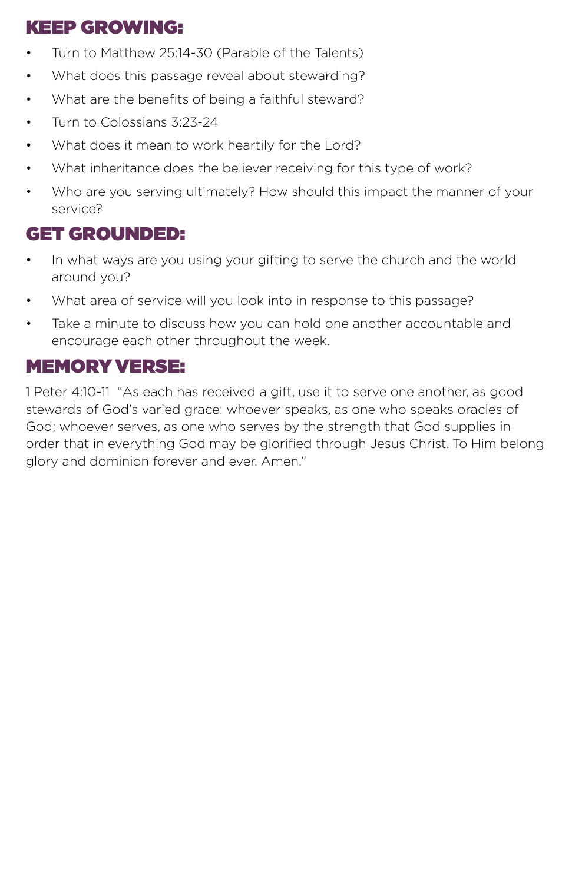## KEEP GROWING:

- Turn to Matthew 25:14-30 (Parable of the Talents)
- What does this passage reveal about stewarding?
- What are the benefits of being a faithful steward?
- Turn to Colossians 3:23-24
- What does it mean to work heartily for the Lord?
- What inheritance does the believer receiving for this type of work?
- Who are you serving ultimately? How should this impact the manner of your service?

## GET GROUNDED:

- In what ways are you using your gifting to serve the church and the world around you?
- What area of service will you look into in response to this passage?
- Take a minute to discuss how you can hold one another accountable and encourage each other throughout the week.

## MEMORY VERSE:

1 Peter 4:10-11 "As each has received a gift, use it to serve one another, as good stewards of God's varied grace: whoever speaks, as one who speaks oracles of God; whoever serves, as one who serves by the strength that God supplies in order that in everything God may be glorified through Jesus Christ. To Him belong glory and dominion forever and ever. Amen."